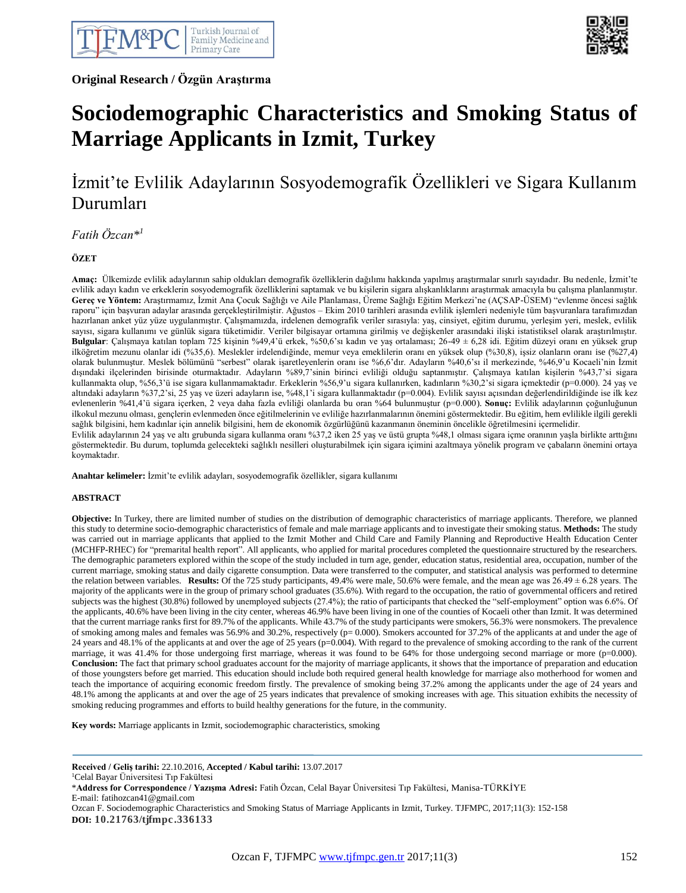**Original Research / Özgün Araştırma**

# Sociodemographic Characteristics and Smoking Status of Marriage Applicants in Izmit, Turkey

## İzmit'te Evlilik Adaylarının Sosyodemografik Özellikleri ve Sigara Kullanım Durumları

*Fatih Özcan*[*1]*

**ÖZET**

**Amaç:** Ülkemizde evlilik adaylarının sahip oldukları demografik özelliklerin dağılımı hakkında yapılmış araştırmalar sınırlı sayıdadır. Bu nedenle, İzmit'te evlilik adayı kadın ve erkeklerin sosyodemografik özelliklerini saptamak ve bu kişilerin sigara alışkanlıklarını araştırmak amacıyla bu çalışma planlanmıştır. **Gereç ve Yöntem:** Araştırmamız, İzmit Ana Çocuk Sağlığı ve Aile Planlaması, Üreme Sağlığı Eğitim Merkezi'ne (AÇSAP-ÜSEM) "evlenme öncesi sağlık raporu" için başvuran adaylar arasında gerçekleştirilmiştir. Ağustos – Ekim 2010 tarihleri arasında evlilik işlemleri nedeniyle tüm başvuranlara tarafımızdan hazırlanan anket yüz yüze uygulanmıştır. Çalışmamızda, irdelenen demografik veriler sırasıyla: yaş, cinsiyet, eğitim durumu, yerleşim yeri, meslek, evlilik sayısı, sigara kullanımı ve günlük sigara tüketimidir. Veriler bilgisayar ortamına girilmiş ve değişkenler arasındaki ilişki istatistiksel olarak araştırılmıştır. **Bulgular**: Çalışmaya katılan toplam 725 kişinin %49,4'ü erkek, %50,6'sı kadın ve yaş ortalaması; 26-49 ± 6,28 idi. Eğitim düzeyi oranı en yüksek grup ilköğretim mezunu olanlar idi (%35,6). Meslekler irdelendiğinde, memur veya emeklilerin oranı en yüksek olup (%30,8), işsiz olanların oranı ise (%27,4) olarak bulunmuştur. Meslek bölümünü "serbest" olarak işaretleyenlerin oranı ise %6,6'dır. Adayların %40,6'sı il merkezinde, %46,9'u Kocaeli'nin İzmit dışındaki ilçelerinden birisinde oturmaktadır. Adayların %89,7'sinin birinci evliliği olduğu saptanmıştır. Çalışmaya katılan kişilerin %43,7'si sigara kullanmakta olup, %56,3'ü ise sigara kullanmamaktadır. Erkeklerin %56,9'u sigara kullanırken, kadınların %30,2'si sigara içmektedir (p=0.000). 24 yaş ve altındaki adayların %37,2'si, 25 yaş ve üzeri adayların ise, %48,1'i sigara kullanmaktadır (p=0.004). Evlilik sayısı açısından değerlendirildiğinde ise ilk kez evlenenlerin %41,4'ü sigara içerken, 2 veya daha fazla evliliği olanlarda bu oran %64 bulunmuştur (p=0.000). **Sonuç:** Evlilik adaylarının çoğunluğunun ilkokul mezunu olması, gençlerin evlenmeden önce eğitilmelerinin ve evliliğe hazırlanmalarının önemini göstermektedir. Bu eğitim, hem evlilikle ilgili gerekli sağlık bilgisini, hem kadınlar için annelik bilgisini, hem de ekonomik özgürlüğünü kazanmanın önemini öncelikle öğretilmesini içermelidir.

Evlilik adaylarının 24 yaş ve altı grubunda sigara kullanma oranı %37,2 iken 25 yaş ve üstü grupta %48,1 olması sigara içme oranının yaşla birlikte arttığını göstermektedir. Bu durum, toplumda gelecekteki sağlıklı nesilleri oluşturabilmek için sigara içimini azaltmaya yönelik program ve çabaların önemini ortaya koymaktadır.

**Anahtar kelimeler:** İzmit'te evlilik adayları, sosyodemografik özellikler, sigara kullanımı

**ABSTRACT**

**Objective:** In Turkey, there are limited number of studies on the distribution of demographic characteristics of marriage applicants. Therefore, we planned this study to determine socio-demographic characteristics of female and male marriage applicants and to investigate their smoking status. **Methods:** The study was carried out in marriage applicants that applied to the Izmit Mother and Child Care and Family Planning and Reproductive Health Education Center (MCHFP-RHEC) for "premarital health report". All applicants, who applied for marital procedures completed the questionnaire structured by the researchers. The demographic parameters explored within the scope of the study included in turn age, gender, education status, residential area, occupation, number of the current marriage, smoking status and daily cigarette consumption. Data were transferred to the computer, and statistical analysis was performed to determine the relation between variables. **Results:** Of the 725 study participants, 49.4% were male, 50.6% were female, and the mean age was 26.49 ± 6.28 years. The majority of the applicants were in the group of primary school graduates (35.6%). With regard to the occupation, the ratio of governmental officers and retired subjects was the highest (30.8%) followed by unemployed subjects (27.4%); the ratio of participants that checked the "self-employment" option was 6.6%. Of the applicants, 40.6% have been living in the city center, whereas 46.9% have been living in one of the counties of Kocaeli other than Izmit. It was determined that the current marriage ranks first for 89.7% of the applicants. While 43.7% of the study participants were smokers, 56.3% were nonsmokers. The prevalence of smoking among males and females was 56.9% and 30.2%, respectively (p= 0.000). Smokers accounted for 37.2% of the applicants at and under the age of 24 years and 48.1% of the applicants at and over the age of 25 years (p=0.004). With regard to the prevalence of smoking according to the rank of the current marriage, it was 41.4% for those undergoing first marriage, whereas it was found to be 64% for those undergoing second marriage or more (p=0.000). **Conclusion:** The fact that primary school graduates account for the majority of marriage applicants, it shows that the importance of preparation and education of those youngsters before get married. This education should include both required general health knowledge for marriage also motherhood for women and teach the importance of acquiring economic freedom firstly. The prevalence of smoking being 37.2% among the applicants under the age of 24 years and 48.1% among the applicants at and over the age of 25 years indicates that prevalence of smoking increases with age. This situation exhibits the necessity of smoking reducing programmes and efforts to build healthy generations for the future, in the community.

**Key words:** Marriage applicants in Izmit, sociodemographic characteristics, smoking

---

**Received / Geliş tarihi:** 22.10.2016, **Accepted / Kabul tarihi:** 13.07.2017

[1]Celal Bayar Üniversitesi Tıp Fakültesi

*__Address for Correspondence / Yazışma Adresi:__ Fatih Özcan, Celal Bayar Üniversitesi Tıp Fakültesi, Manisa-TÜRKİYE

E-mail: fatihozcan41@gmail.com

Ozcan F. Sociodemographic Characteristics and Smoking Status of Marriage Applicants in Izmit, Turkey. TJFMPC, 2017;11(3): 152-158

**DOI: 10.21763/tjfmpc.336133**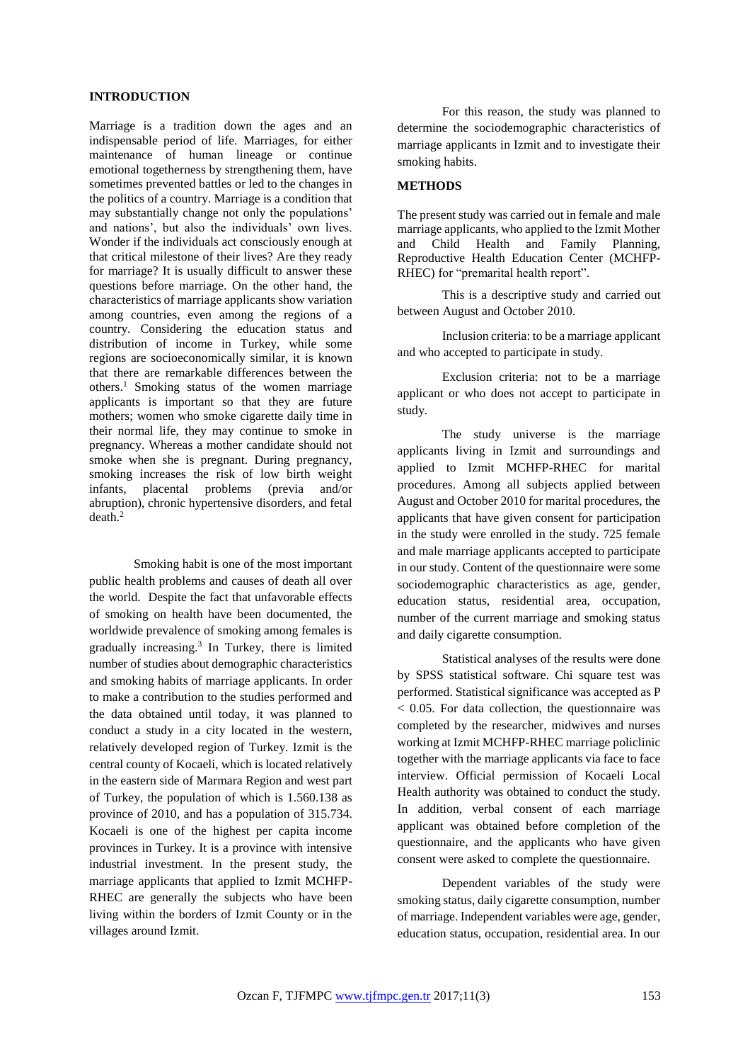## INTRODUCTION

Marriage is a tradition down the ages and an indispensable period of life. Marriages, for either maintenance of human lineage or continue emotional togetherness by strengthening them, have sometimes prevented battles or led to the changes in the politics of a country. Marriage is a condition that may substantially change not only the populations' and nations', but also the individuals' own lives. Wonder if the individuals act consciously enough at that critical milestone of their lives? Are they ready for marriage? It is usually difficult to answer these questions before marriage. On the other hand, the characteristics of marriage applicants show variation among countries, even among the regions of a country. Considering the education status and distribution of income in Turkey, while some regions are socioeconomically similar, it is known that there are remarkable differences between the others.[1] Smoking status of the women marriage applicants is important so that they are future mothers; women who smoke cigarette daily time in their normal life, they may continue to smoke in pregnancy. Whereas a mother candidate should not smoke when she is pregnant. During pregnancy, smoking increases the risk of low birth weight infants, placental problems (previa and/or abruption), chronic hypertensive disorders, and fetal death.[2]

Smoking habit is one of the most important public health problems and causes of death all over the world. Despite the fact that unfavorable effects of smoking on health have been documented, the worldwide prevalence of smoking among females is gradually increasing.[3] In Turkey, there is limited number of studies about demographic characteristics and smoking habits of marriage applicants. In order to make a contribution to the studies performed and the data obtained until today, it was planned to conduct a study in a city located in the western, relatively developed region of Turkey. Izmit is the central county of Kocaeli, which is located relatively in the eastern side of Marmara Region and west part of Turkey, the population of which is 1.560.138 as province of 2010, and has a population of 315.734. Kocaeli is one of the highest per capita income provinces in Turkey. It is a province with intensive industrial investment. In the present study, the marriage applicants that applied to Izmit MCHFP-RHEC are generally the subjects who have been living within the borders of Izmit County or in the villages around Izmit.

For this reason, the study was planned to determine the sociodemographic characteristics of marriage applicants in Izmit and to investigate their smoking habits.

## METHODS

The present study was carried out in female and male marriage applicants, who applied to the Izmit Mother and Child Health and Family Planning, Reproductive Health Education Center (MCHFP-RHEC) for "premarital health report".

This is a descriptive study and carried out between August and October 2010.

Inclusion criteria: to be a marriage applicant and who accepted to participate in study.

Exclusion criteria: not to be a marriage applicant or who does not accept to participate in study.

The study universe is the marriage applicants living in Izmit and surroundings and applied to Izmit MCHFP-RHEC for marital procedures. Among all subjects applied between August and October 2010 for marital procedures, the applicants that have given consent for participation in the study were enrolled in the study. 725 female and male marriage applicants accepted to participate in our study. Content of the questionnaire were some sociodemographic characteristics as age, gender, education status, residential area, occupation, number of the current marriage and smoking status and daily cigarette consumption.

Statistical analyses of the results were done by SPSS statistical software. Chi square test was performed. Statistical significance was accepted as $P < 0.05$. For data collection, the questionnaire was completed by the researcher, midwives and nurses working at Izmit MCHFP-RHEC marriage policlinic together with the marriage applicants via face to face interview. Official permission of Kocaeli Local Health authority was obtained to conduct the study. In addition, verbal consent of each marriage applicant was obtained before completion of the questionnaire, and the applicants who have given consent were asked to complete the questionnaire.

Dependent variables of the study were smoking status, daily cigarette consumption, number of marriage. Independent variables were age, gender, education status, occupation, residential area. In our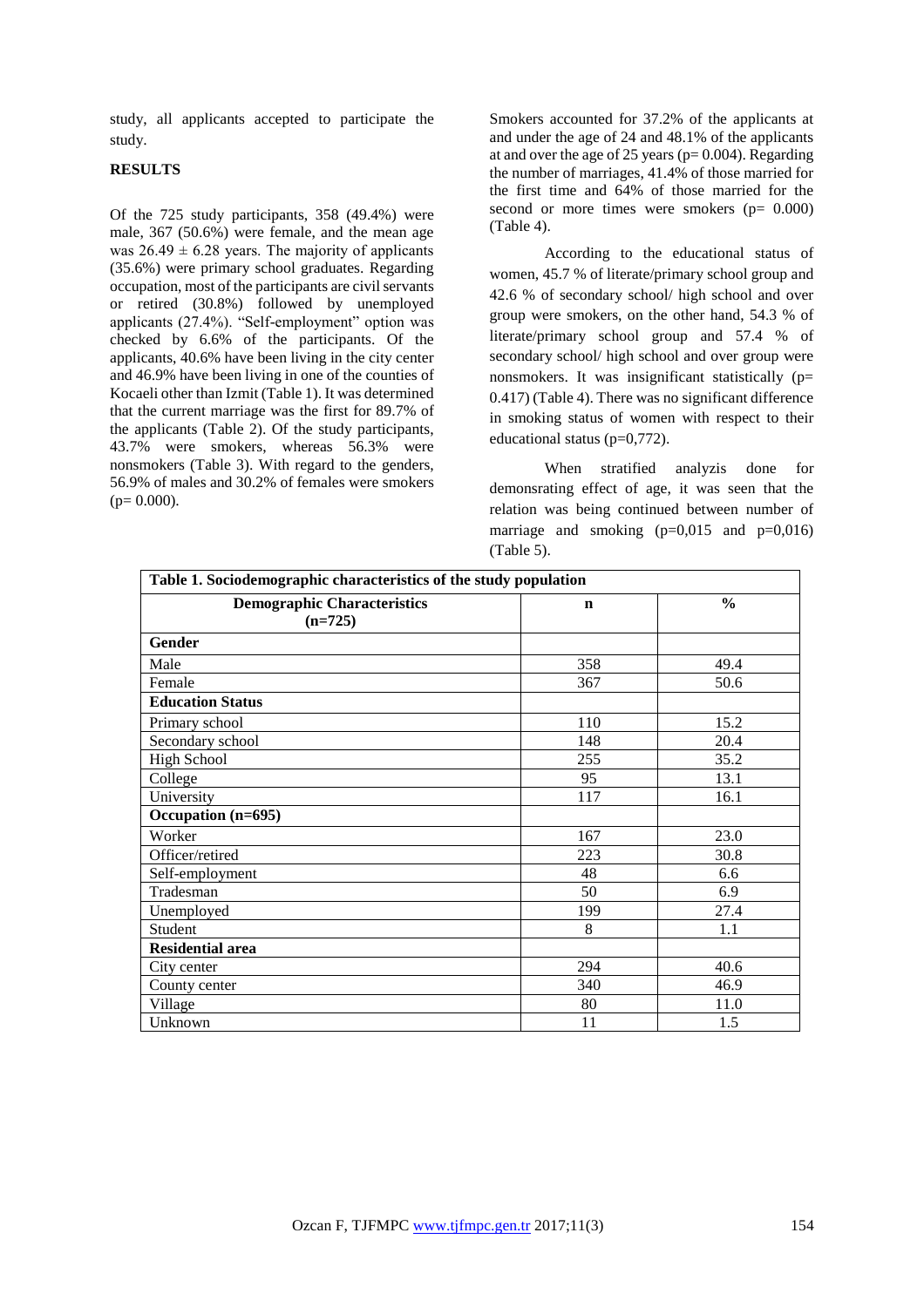study, all applicants accepted to participate the study.

## RESULTS

Of the 725 study participants, 358 (49.4%) were male, 367 (50.6%) were female, and the mean age was 26.49 ± 6.28 years. The majority of applicants (35.6%) were primary school graduates. Regarding occupation, most of the participants are civil servants or retired (30.8%) followed by unemployed applicants (27.4%). "Self-employment" option was checked by 6.6% of the participants. Of the applicants, 40.6% have been living in the city center and 46.9% have been living in one of the counties of Kocaeli other than Izmit (Table 1). It was determined that the current marriage was the first for 89.7% of the applicants (Table 2). Of the study participants, 43.7% were smokers, whereas 56.3% were nonsmokers (Table 3). With regard to the genders, 56.9% of males and 30.2% of females were smokers ($p= 0.000$).

Smokers accounted for 37.2% of the applicants at and under the age of 24 and 48.1% of the applicants at and over the age of 25 years ($p= 0.004$). Regarding the number of marriages, 41.4% of those married for the first time and 64% of those married for the second or more times were smokers ($p= 0.000$) (Table 4).

According to the educational status of women, 45.7 % of literate/primary school group and 42.6 % of secondary school/ high school and over group were smokers, on the other hand, 54.3 % of literate/primary school group and 57.4 % of secondary school/ high school and over group were nonsmokers. It was insignificant statistically ($p= 0.417$) (Table 4). There was no significant difference in smoking status of women with respect to their educational status ($p=0,772$).

When stratified analyzis done for demonsrating effect of age, it was seen that the relation was being continued between number of marriage and smoking ($p=0,015$ and $p=0,016$) (Table 5).

**Table 1. Sociodemographic characteristics of the study population**

| Demographic Characteristics (n=725) | n | % |
|---|---|---|
| **Gender** | | |
| Male | 358 | 49.4 |
| Female | 367 | 50.6 |
| **Education Status** | | |
| Primary school | 110 | 15.2 |
| Secondary school | 148 | 20.4 |
| High School | 255 | 35.2 |
| College | 95 | 13.1 |
| University | 117 | 16.1 |
| **Occupation (n=695)** | | |
| Worker | 167 | 23.0 |
| Officer/retired | 223 | 30.8 |
| Self-employment | 48 | 6.6 |
| Tradesman | 50 | 6.9 |
| Unemployed | 199 | 27.4 |
| Student | 8 | 1.1 |
| **Residential area** | | |
| City center | 294 | 40.6 |
| County center | 340 | 46.9 |
| Village | 80 | 11.0 |
| Unknown | 11 | 1.5 |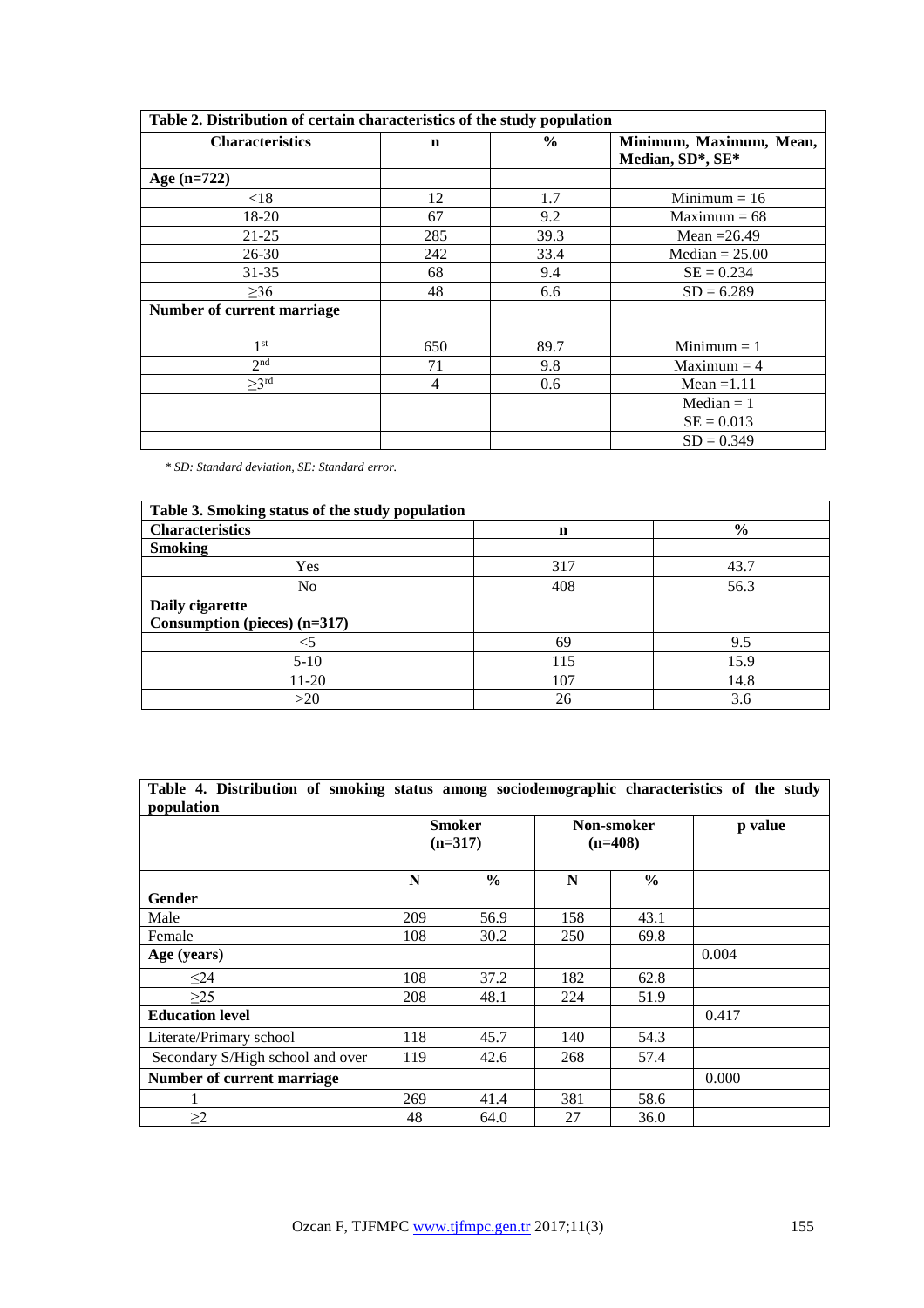| Table 2. Distribution of certain characteristics of the study population | | | |
|---|---|---|---|
| **Characteristics** | **n** | **%** | **Minimum, Maximum, Mean, Median, SD\*, SE\*** |
| **Age (n=722)** | | | |
| <18 | 12 | 1.7 | Minimum = 16 |
| 18-20 | 67 | 9.2 | Maximum = 68 |
| 21-25 | 285 | 39.3 | Mean =26.49 |
| 26-30 | 242 | 33.4 | Median = 25.00 |
| 31-35 | 68 | 9.4 | SE = 0.234 |
| ≥36 | 48 | 6.6 | SD = 6.289 |
| **Number of current marriage** | | | |
| 1st | 650 | 89.7 | Minimum = 1 |
| 2nd | 71 | 9.8 | Maximum = 4 |
| ≥3rd | 4 | 0.6 | Mean =1.11 |
| | | | Median = 1 |
| | | | SE = 0.013 |
| | | | SD = 0.349 |

*\* SD: Standard deviation, SE: Standard error.*

| Table 3. Smoking status of the study population | | |
|---|---|---|
| **Characteristics** | **n** | **%** |
| **Smoking** | | |
| Yes | 317 | 43.7 |
| No | 408 | 56.3 |
| **Daily cigarette Consumption (pieces) (n=317)** | | |
| <5 | 69 | 9.5 |
| 5-10 | 115 | 15.9 |
| 11-20 | 107 | 14.8 |
| >20 | 26 | 3.6 |

| Table 4. Distribution of smoking status among sociodemographic characteristics of the study population | | | | | |
|---|---|---|---|---|---|
| | **Smoker (n=317)** | | **Non-smoker (n=408)** | | **p value** |
| | **N** | **%** | **N** | **%** | |
| **Gender** | | | | | |
| Male | 209 | 56.9 | 158 | 43.1 | |
| Female | 108 | 30.2 | 250 | 69.8 | |
| **Age (years)** | | | | | 0.004 |
| ≤24 | 108 | 37.2 | 182 | 62.8 | |
| ≥25 | 208 | 48.1 | 224 | 51.9 | |
| **Education level** | | | | | 0.417 |
| Literate/Primary school | 118 | 45.7 | 140 | 54.3 | |
| Secondary S/High school and over | 119 | 42.6 | 268 | 57.4 | |
| **Number of current marriage** | | | | | 0.000 |
| 1 | 269 | 41.4 | 381 | 58.6 | |
| ≥2 | 48 | 64.0 | 27 | 36.0 | |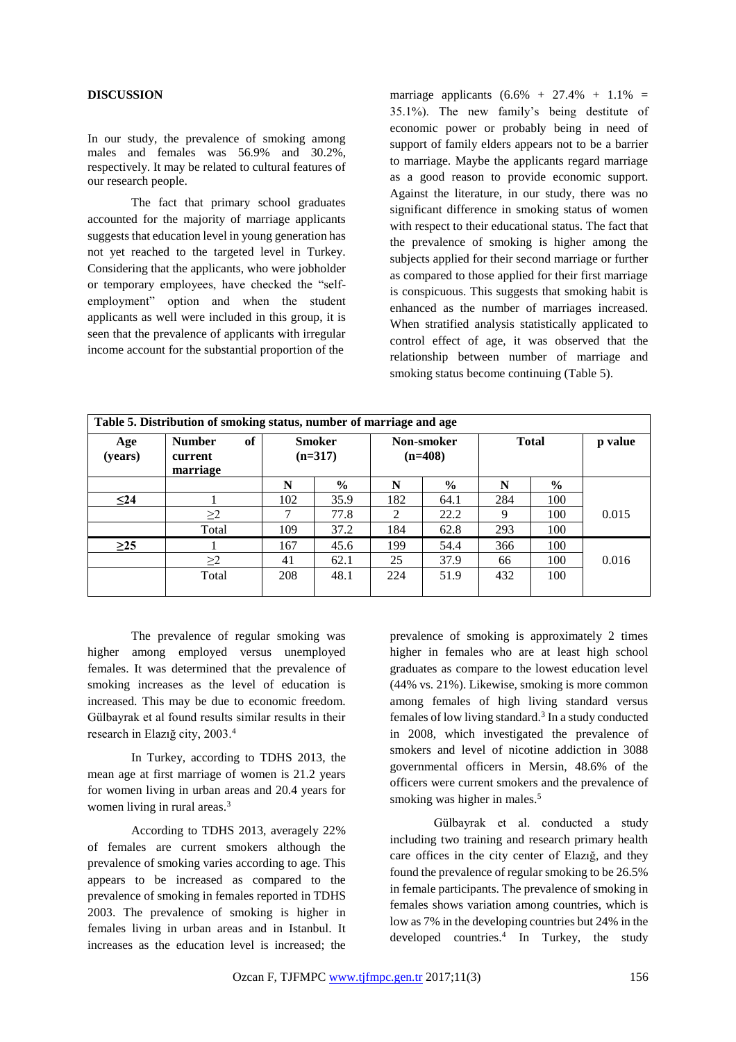## DISCUSSION

In our study, the prevalence of smoking among males and females was 56.9% and 30.2%, respectively. It may be related to cultural features of our research people.

The fact that primary school graduates accounted for the majority of marriage applicants suggests that education level in young generation has not yet reached to the targeted level in Turkey. Considering that the applicants, who were jobholder or temporary employees, have checked the "self-employment" option and when the student applicants as well were included in this group, it is seen that the prevalence of applicants with irregular income account for the substantial proportion of the marriage applicants (6.6% + 27.4% + 1.1% = 35.1%). The new family's being destitute of economic power or probably being in need of support of family elders appears not to be a barrier to marriage. Maybe the applicants regard marriage as a good reason to provide economic support. Against the literature, in our study, there was no significant difference in smoking status of women with respect to their educational status. The fact that the prevalence of smoking is higher among the subjects applied for their second marriage or further as compared to those applied for their first marriage is conspicuous. This suggests that smoking habit is enhanced as the number of marriages increased. When stratified analysis statistically applicated to control effect of age, it was observed that the relationship between number of marriage and smoking status become continuing (Table 5).

**Table 5. Distribution of smoking status, number of marriage and age**

| Age (years) | Number of current marriage | Smoker (n=317) | | Non-smoker (n=408) | | Total | | p value |
|---|---|---|---|---|---|---|---|---|
| | | N | % | N | % | N | % | |
| ≤24 | 1 | 102 | 35.9 | 182 | 64.1 | 284 | 100 | 0.015 |
| | ≥2 | 7 | 77.8 | 2 | 22.2 | 9 | 100 | |
| | Total | 109 | 37.2 | 184 | 62.8 | 293 | 100 | |
| ≥25 | 1 | 167 | 45.6 | 199 | 54.4 | 366 | 100 | 0.016 |
| | ≥2 | 41 | 62.1 | 25 | 37.9 | 66 | 100 | |
| | Total | 208 | 48.1 | 224 | 51.9 | 432 | 100 | |

The prevalence of regular smoking was higher among employed versus unemployed females. It was determined that the prevalence of smoking increases as the level of education is increased. This may be due to economic freedom. Gülbayrak et al found results similar results in their research in Elazığ city, 2003.[4]

In Turkey, according to TDHS 2013, the mean age at first marriage of women is 21.2 years for women living in urban areas and 20.4 years for women living in rural areas.[3]

According to TDHS 2013, averagely 22% of females are current smokers although the prevalence of smoking varies according to age. This appears to be increased as compared to the prevalence of smoking in females reported in TDHS 2003. The prevalence of smoking is higher in females living in urban areas and in Istanbul. It increases as the education level is increased; the prevalence of smoking is approximately 2 times higher in females who are at least high school graduates as compare to the lowest education level (44% vs. 21%). Likewise, smoking is more common among females of high living standard versus females of low living standard.[3] In a study conducted in 2008, which investigated the prevalence of smokers and level of nicotine addiction in 3088 governmental officers in Mersin, 48.6% of the officers were current smokers and the prevalence of smoking was higher in males.[5]

Gülbayrak et al. conducted a study including two training and research primary health care offices in the city center of Elazığ, and they found the prevalence of regular smoking to be 26.5% in female participants. The prevalence of smoking in females shows variation among countries, which is low as 7% in the developing countries but 24% in the developed countries.[4] In Turkey, the study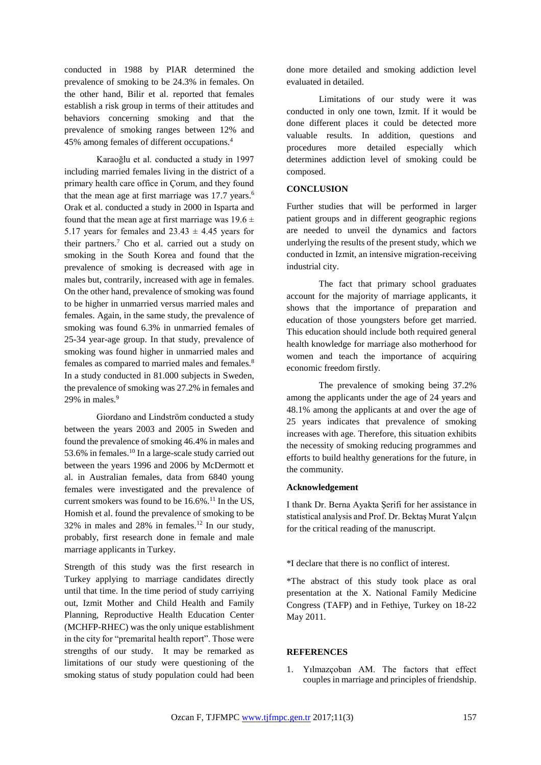conducted in 1988 by PIAR determined the prevalence of smoking to be 24.3% in females. On the other hand, Bilir et al. reported that females establish a risk group in terms of their attitudes and behaviors concerning smoking and that the prevalence of smoking ranges between 12% and 45% among females of different occupations.[4]

Karaoğlu et al. conducted a study in 1997 including married females living in the district of a primary health care office in Çorum, and they found that the mean age at first marriage was 17.7 years.[6] Orak et al. conducted a study in 2000 in Isparta and found that the mean age at first marriage was $19.6 \pm 5.17$ years for females and $23.43 \pm 4.45$ years for their partners.[7] Cho et al. carried out a study on smoking in the South Korea and found that the prevalence of smoking is decreased with age in males but, contrarily, increased with age in females. On the other hand, prevalence of smoking was found to be higher in unmarried versus married males and females. Again, in the same study, the prevalence of smoking was found 6.3% in unmarried females of 25-34 year-age group. In that study, prevalence of smoking was found higher in unmarried males and females as compared to married males and females.[8] In a study conducted in 81.000 subjects in Sweden, the prevalence of smoking was 27.2% in females and 29% in males.[9]

Giordano and Lindström conducted a study between the years 2003 and 2005 in Sweden and found the prevalence of smoking 46.4% in males and 53.6% in females.[10] In a large-scale study carried out between the years 1996 and 2006 by McDermott et al. in Australian females, data from 6840 young females were investigated and the prevalence of current smokers was found to be 16.6%.[11] In the US, Homish et al. found the prevalence of smoking to be 32% in males and 28% in females.[12] In our study, probably, first research done in female and male marriage applicants in Turkey.

Strength of this study was the first research in Turkey applying to marriage candidates directly until that time. In the time period of study carriying out, Izmit Mother and Child Health and Family Planning, Reproductive Health Education Center (MCHFP-RHEC) was the only unique establishment in the city for "premarital health report". Those were strengths of our study. It may be remarked as limitations of our study were questioning of the smoking status of study population could had been done more detailed and smoking addiction level evaluated in detailed.

Limitations of our study were it was conducted in only one town, Izmit. If it would be done different places it could be detected more valuable results. In addition, questions and procedures more detailed especially which determines addiction level of smoking could be composed.

## CONCLUSION

Further studies that will be performed in larger patient groups and in different geographic regions are needed to unveil the dynamics and factors underlying the results of the present study, which we conducted in Izmit, an intensive migration-receiving industrial city.

The fact that primary school graduates account for the majority of marriage applicants, it shows that the importance of preparation and education of those youngsters before get married. This education should include both required general health knowledge for marriage also motherhood for women and teach the importance of acquiring economic freedom firstly.

The prevalence of smoking being 37.2% among the applicants under the age of 24 years and 48.1% among the applicants at and over the age of 25 years indicates that prevalence of smoking increases with age. Therefore, this situation exhibits the necessity of smoking reducing programmes and efforts to build healthy generations for the future, in the community.

### Acknowledgement

I thank Dr. Berna Ayakta Şerifi for her assistance in statistical analysis and Prof. Dr. Bektaş Murat Yalçın for the critical reading of the manuscript.

*I declare that there is no conflict of interest.

*The abstract of this study took place as oral presentation at the X. National Family Medicine Congress (TAFP) and in Fethiye, Turkey on 18-22 May 2011.

## REFERENCES

1. Yılmazçoban AM. The factors that effect couples in marriage and principles of friendship.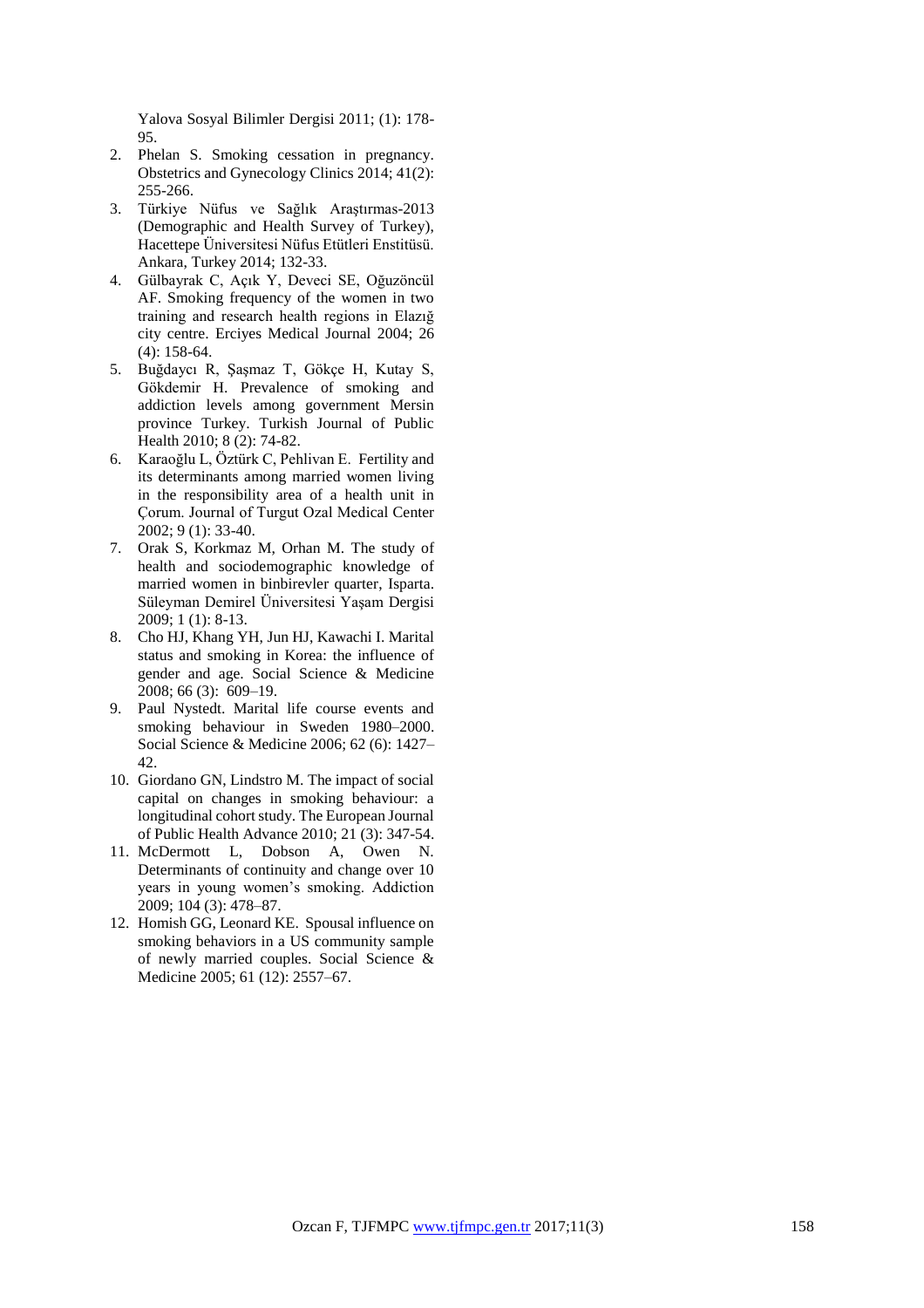Yalova Sosyal Bilimler Dergisi 2011; (1): 178-95.

2. Phelan S. Smoking cessation in pregnancy. Obstetrics and Gynecology Clinics 2014; 41(2): 255-266.
3. Türkiye Nüfus ve Sağlık Araştırmas-2013 (Demographic and Health Survey of Turkey), Hacettepe Üniversitesi Nüfus Etütleri Enstitüsü. Ankara, Turkey 2014; 132-33.
4. Gülbayrak C, Açık Y, Deveci SE, Oğuzöncül AF. Smoking frequency of the women in two training and research health regions in Elazığ city centre. Erciyes Medical Journal 2004; 26 (4): 158-64.
5. Buğdaycı R, Şaşmaz T, Gökçe H, Kutay S, Gökdemir H. Prevalence of smoking and addiction levels among government Mersin province Turkey. Turkish Journal of Public Health 2010; 8 (2): 74-82.
6. Karaoğlu L, Öztürk C, Pehlivan E. Fertility and its determinants among married women living in the responsibility area of a health unit in Çorum. Journal of Turgut Ozal Medical Center 2002; 9 (1): 33-40.
7. Orak S, Korkmaz M, Orhan M. The study of health and sociodemographic knowledge of married women in binbirevler quarter, Isparta. Süleyman Demirel Üniversitesi Yaşam Dergisi 2009; 1 (1): 8-13.
8. Cho HJ, Khang YH, Jun HJ, Kawachi I. Marital status and smoking in Korea: the influence of gender and age. Social Science & Medicine 2008; 66 (3): 609–19.
9. Paul Nystedt. Marital life course events and smoking behaviour in Sweden 1980–2000. Social Science & Medicine 2006; 62 (6): 1427–42.
10. Giordano GN, Lindstro M. The impact of social capital on changes in smoking behaviour: a longitudinal cohort study. The European Journal of Public Health Advance 2010; 21 (3): 347-54.
11. McDermott L, Dobson A, Owen N. Determinants of continuity and change over 10 years in young women's smoking. Addiction 2009; 104 (3): 478–87.
12. Homish GG, Leonard KE. Spousal influence on smoking behaviors in a US community sample of newly married couples. Social Science & Medicine 2005; 61 (12): 2557–67.